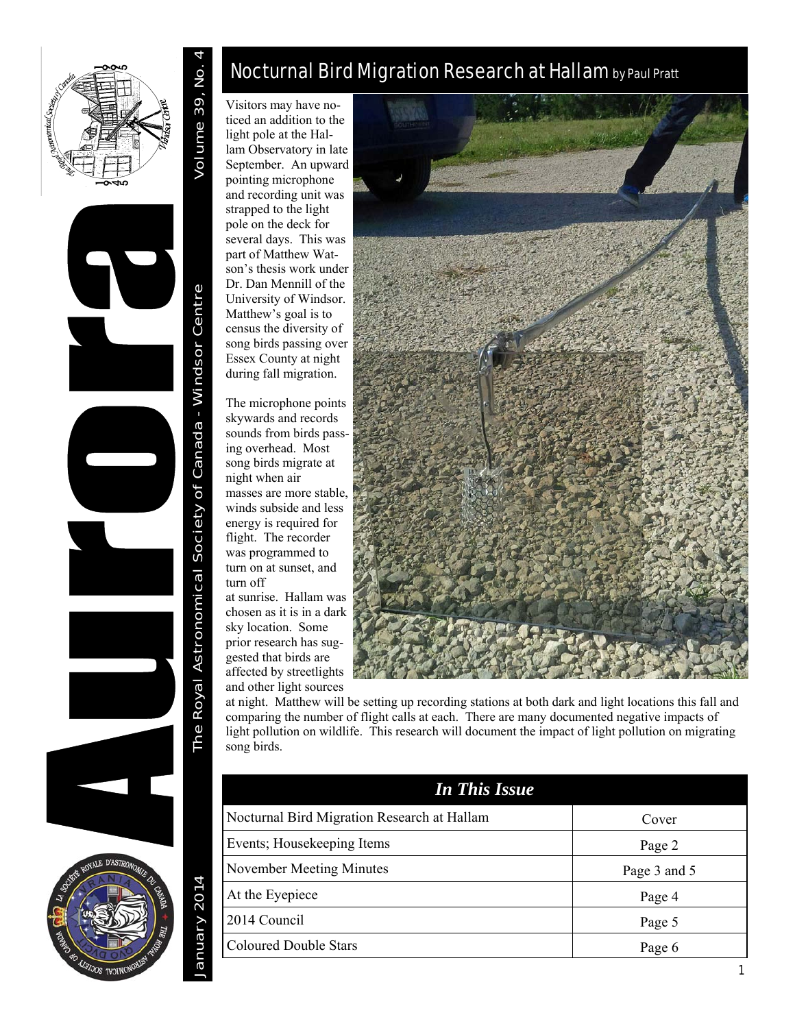# Aurora

The Royal Astronomical Society of Canada - Windsor Centre

Volume 39, No. 4

January 2014

## Nocturnal Bird Migration Research at Hallam by Paul Pratt

Visitors may have noticed an addition to the light pole at the Hallam Observatory in late September. An upward pointing microphone and recording unit was strapped to the light pole on the deck for several days. This was part of Matthew Watson's thesis work under Dr. Dan Mennill of the University of Windsor. Matthew's goal is to census the diversity of song birds passing over Essex County at night during fall migration.

The microphone points skywards and records sounds from birds passing overhead. Most song birds migrate at night when air masses are more stable, winds subside and less energy is required for flight. The recorder was programmed to turn on at sunset, and turn off at sunrise. Hallam was chosen as it is in a dark sky location. Some prior research has suggested that birds are affected by streetlights and other light sources at night. Matthew will be setting up recording stations at both dark and light locations this fall and comparing the number of flight calls at each. There are many documented negative impacts of light pollution on wildlife. This research will document the impact of light pollution on migrating song birds.

| ***In This Issue*** | |
|---|---|
| Nocturnal Bird Migration Research at Hallam | Cover |
| Events; Housekeeping Items | Page 2 |
| November Meeting Minutes | Page 3 and 5 |
| At the Eyepiece | Page 4 |
| 2014 Council | Page 5 |
| Coloured Double Stars | Page 6 |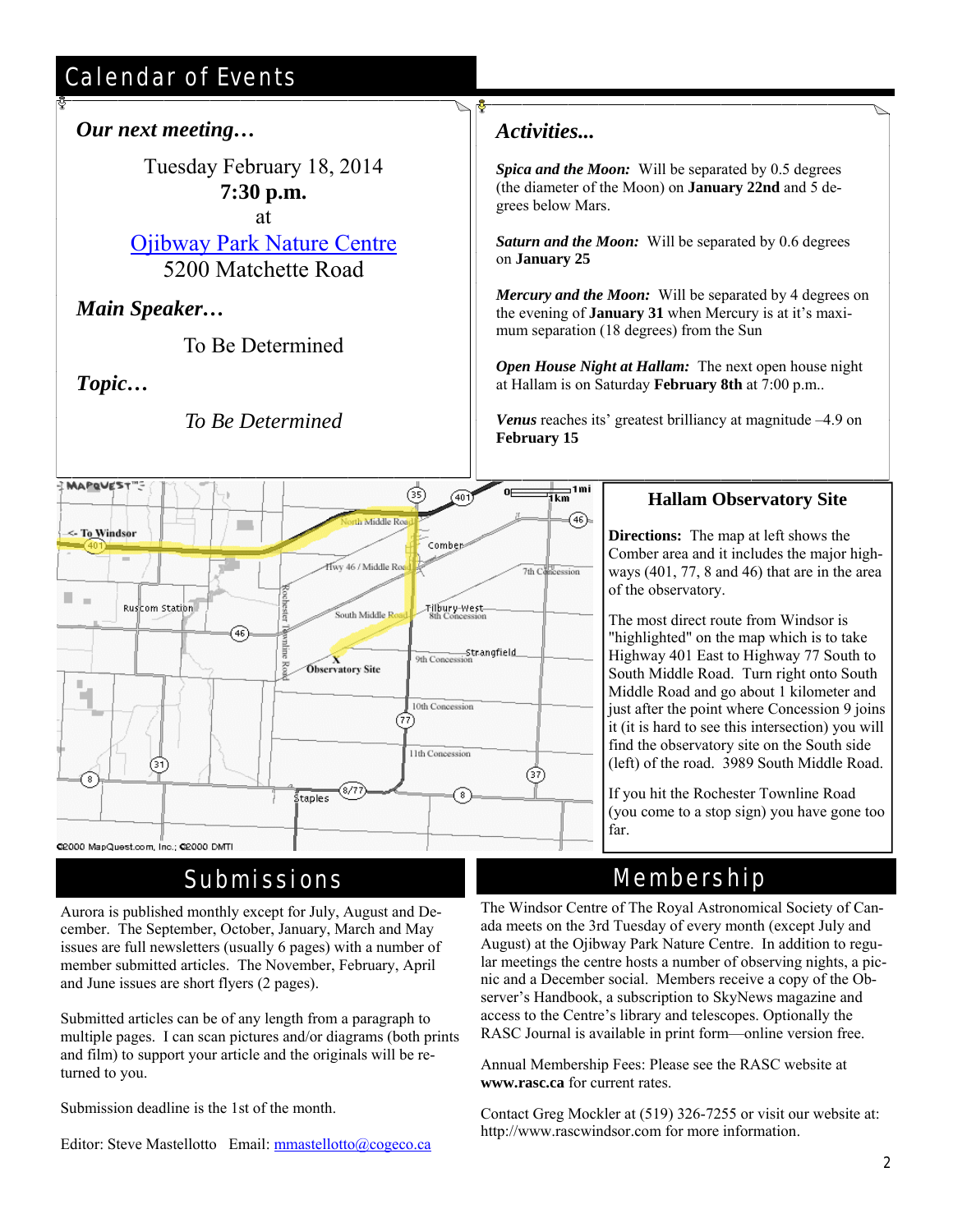# Calendar of Events

### *Our next meeting…*

Tuesday February 18, 2014
**7:30 p.m.**
at
Ojibway Park Nature Centre
5200 Matchette Road

### *Main Speaker…*

To Be Determined

### *Topic…*

*To Be Determined*

### *Activities...*

***Spica and the Moon:*** Will be separated by 0.5 degrees (the diameter of the Moon) on **January 22nd** and 5 degrees below Mars.

***Saturn and the Moon:*** Will be separated by 0.6 degrees on **January 25**

***Mercury and the Moon:*** Will be separated by 4 degrees on the evening of **January 31** when Mercury is at it's maximum separation (18 degrees) from the Sun

***Open House Night at Hallam:*** The next open house night at Hallam is on Saturday **February 8th** at 7:00 p.m..

***Venus*** reaches its' greatest brilliancy at magnitude –4.9 on **February 15**

### Hallam Observatory Site

**Directions:** The map at left shows the Comber area and it includes the major highways (401, 77, 8 and 46) that are in the area of the observatory.

The most direct route from Windsor is "highlighted" on the map which is to take Highway 401 East to Highway 77 South to South Middle Road. Turn right onto South Middle Road and go about 1 kilometer and just after the point where Concession 9 joins it (it is hard to see this intersection) you will find the observatory site on the South side (left) of the road. 3989 South Middle Road.

If you hit the Rochester Townline Road (you come to a stop sign) you have gone too far.

# Submissions

Aurora is published monthly except for July, August and December. The September, October, January, March and May issues are full newsletters (usually 6 pages) with a number of member submitted articles. The November, February, April and June issues are short flyers (2 pages).

Submitted articles can be of any length from a paragraph to multiple pages. I can scan pictures and/or diagrams (both prints and film) to support your article and the originals will be returned to you.

Submission deadline is the 1st of the month.

Editor: Steve Mastellotto Email: mmastellotto@cogeco.ca

# Membership

The Windsor Centre of The Royal Astronomical Society of Canada meets on the 3rd Tuesday of every month (except July and August) at the Ojibway Park Nature Centre. In addition to regular meetings the centre hosts a number of observing nights, a picnic and a December social. Members receive a copy of the Observer's Handbook, a subscription to SkyNews magazine and access to the Centre's library and telescopes. Optionally the RASC Journal is available in print form—online version free.

Annual Membership Fees: Please see the RASC website at **www.rasc.ca** for current rates.

Contact Greg Mockler at (519) 326-7255 or visit our website at: http://www.rascwindsor.com for more information.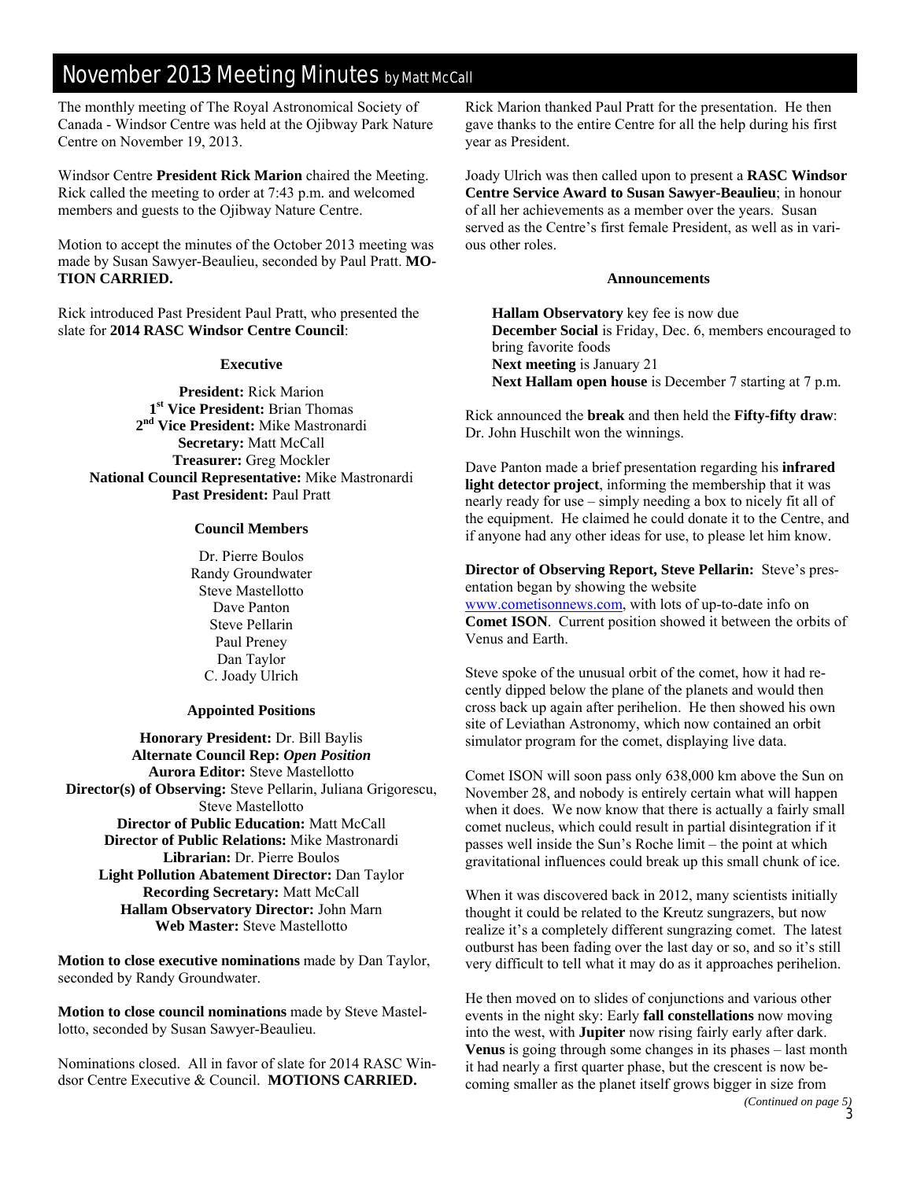## November 2013 Meeting Minutes by Matt McCall

The monthly meeting of The Royal Astronomical Society of Canada - Windsor Centre was held at the Ojibway Park Nature Centre on November 19, 2013.

Windsor Centre **President Rick Marion** chaired the Meeting. Rick called the meeting to order at 7:43 p.m. and welcomed members and guests to the Ojibway Nature Centre.

Motion to accept the minutes of the October 2013 meeting was made by Susan Sawyer-Beaulieu, seconded by Paul Pratt. **MOTION CARRIED.**

Rick introduced Past President Paul Pratt, who presented the slate for **2014 RASC Windsor Centre Council**:

**Executive**

**President:** Rick Marion
**1st Vice President:** Brian Thomas
**2nd Vice President:** Mike Mastronardi
**Secretary:** Matt McCall
**Treasurer:** Greg Mockler
**National Council Representative:** Mike Mastronardi
**Past President:** Paul Pratt

**Council Members**

Dr. Pierre Boulos
Randy Groundwater
Steve Mastellotto
Dave Panton
Steve Pellarin
Paul Preney
Dan Taylor
C. Joady Ulrich

**Appointed Positions**

**Honorary President:** Dr. Bill Baylis
**Alternate Council Rep:** ***Open Position***
**Aurora Editor:** Steve Mastellotto
**Director(s) of Observing:** Steve Pellarin, Juliana Grigorescu, Steve Mastellotto
**Director of Public Education:** Matt McCall
**Director of Public Relations:** Mike Mastronardi
**Librarian:** Dr. Pierre Boulos
**Light Pollution Abatement Director:** Dan Taylor
**Recording Secretary:** Matt McCall
**Hallam Observatory Director:** John Marn
**Web Master:** Steve Mastellotto

**Motion to close executive nominations** made by Dan Taylor, seconded by Randy Groundwater.

**Motion to close council nominations** made by Steve Mastellotto, seconded by Susan Sawyer-Beaulieu.

Nominations closed. All in favor of slate for 2014 RASC Windsor Centre Executive & Council. **MOTIONS CARRIED.**

Rick Marion thanked Paul Pratt for the presentation. He then gave thanks to the entire Centre for all the help during his first year as President.

Joady Ulrich was then called upon to present a **RASC Windsor Centre Service Award to Susan Sawyer-Beaulieu**; in honour of all her achievements as a member over the years. Susan served as the Centre's first female President, as well as in various other roles.

**Announcements**

**Hallam Observatory** key fee is now due
**December Social** is Friday, Dec. 6, members encouraged to bring favorite foods
**Next meeting** is January 21
**Next Hallam open house** is December 7 starting at 7 p.m.

Rick announced the **break** and then held the **Fifty-fifty draw**: Dr. John Huschilt won the winnings.

Dave Panton made a brief presentation regarding his **infrared light detector project**, informing the membership that it was nearly ready for use – simply needing a box to nicely fit all of the equipment. He claimed he could donate it to the Centre, and if anyone had any other ideas for use, to please let him know.

**Director of Observing Report, Steve Pellarin:** Steve's presentation began by showing the website www.cometisonnews.com, with lots of up-to-date info on **Comet ISON**. Current position showed it between the orbits of Venus and Earth.

Steve spoke of the unusual orbit of the comet, how it had recently dipped below the plane of the planets and would then cross back up again after perihelion. He then showed his own site of Leviathan Astronomy, which now contained an orbit simulator program for the comet, displaying live data.

Comet ISON will soon pass only 638,000 km above the Sun on November 28, and nobody is entirely certain what will happen when it does. We now know that there is actually a fairly small comet nucleus, which could result in partial disintegration if it passes well inside the Sun's Roche limit – the point at which gravitational influences could break up this small chunk of ice.

When it was discovered back in 2012, many scientists initially thought it could be related to the Kreutz sungrazers, but now realize it's a completely different sungrazing comet. The latest outburst has been fading over the last day or so, and so it's still very difficult to tell what it may do as it approaches perihelion.

He then moved on to slides of conjunctions and various other events in the night sky: Early **fall constellations** now moving into the west, with **Jupiter** now rising fairly early after dark. **Venus** is going through some changes in its phases – last month it had nearly a first quarter phase, but the crescent is now becoming smaller as the planet itself grows bigger in size from

*(Continued on page 5)*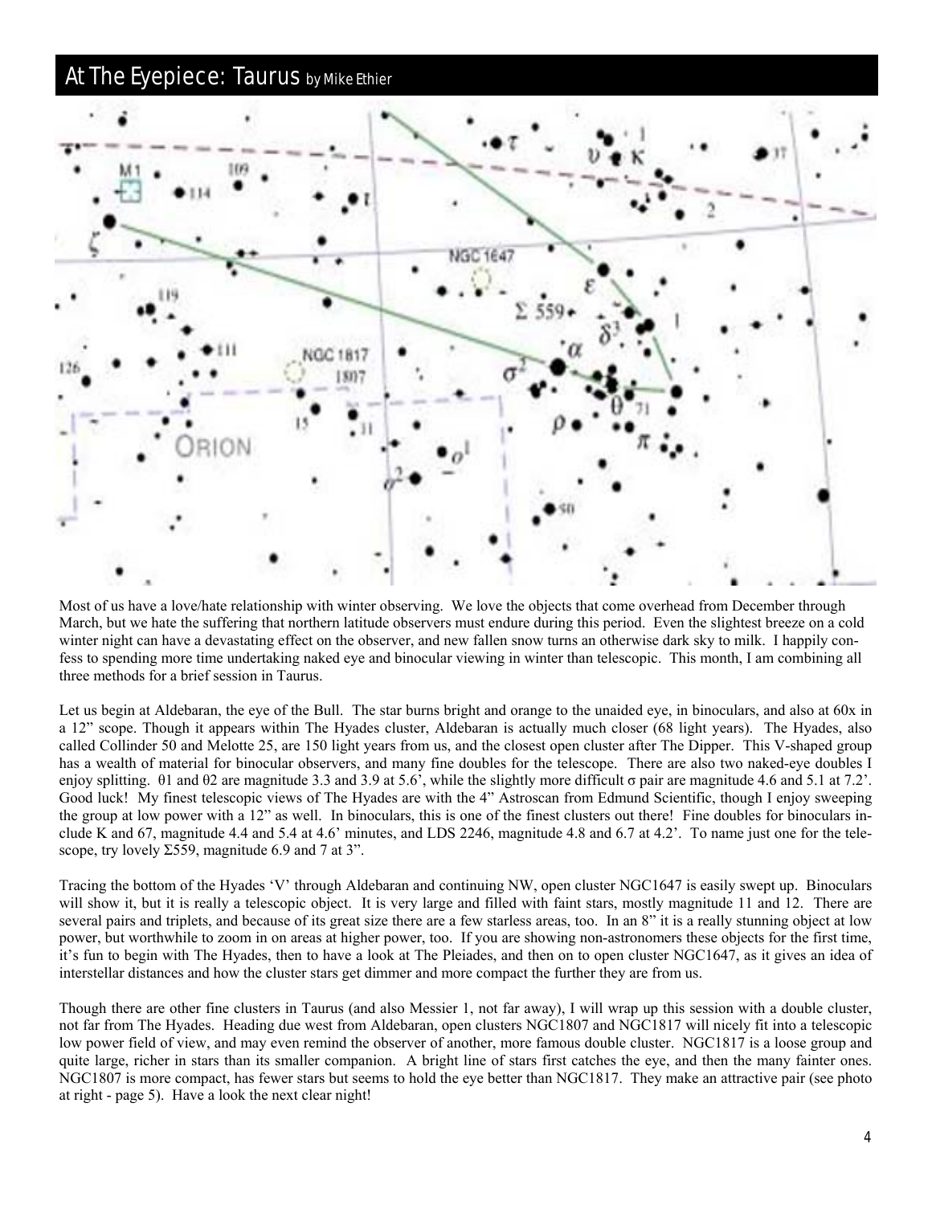# At The Eyepiece: Taurus by Mike Ethier

Most of us have a love/hate relationship with winter observing. We love the objects that come overhead from December through March, but we hate the suffering that northern latitude observers must endure during this period. Even the slightest breeze on a cold winter night can have a devastating effect on the observer, and new fallen snow turns an otherwise dark sky to milk. I happily confess to spending more time undertaking naked eye and binocular viewing in winter than telescopic. This month, I am combining all three methods for a brief session in Taurus.

Let us begin at Aldebaran, the eye of the Bull. The star burns bright and orange to the unaided eye, in binoculars, and also at 60x in a 12" scope. Though it appears within The Hyades cluster, Aldebaran is actually much closer (68 light years). The Hyades, also called Collinder 50 and Melotte 25, are 150 light years from us, and the closest open cluster after The Dipper. This V-shaped group has a wealth of material for binocular observers, and many fine doubles for the telescope. There are also two naked-eye doubles I enjoy splitting. θ1 and θ2 are magnitude 3.3 and 3.9 at 5.6', while the slightly more difficult σ pair are magnitude 4.6 and 5.1 at 7.2'. Good luck! My finest telescopic views of The Hyades are with the 4" Astroscan from Edmund Scientific, though I enjoy sweeping the group at low power with a 12" as well. In binoculars, this is one of the finest clusters out there! Fine doubles for binoculars include K and 67, magnitude 4.4 and 5.4 at 4.6' minutes, and LDS 2246, magnitude 4.8 and 6.7 at 4.2'. To name just one for the telescope, try lovely Σ559, magnitude 6.9 and 7 at 3".

Tracing the bottom of the Hyades 'V' through Aldebaran and continuing NW, open cluster NGC1647 is easily swept up. Binoculars will show it, but it is really a telescopic object. It is very large and filled with faint stars, mostly magnitude 11 and 12. There are several pairs and triplets, and because of its great size there are a few starless areas, too. In an 8" it is a really stunning object at low power, but worthwhile to zoom in on areas at higher power, too. If you are showing non-astronomers these objects for the first time, it's fun to begin with The Hyades, then to have a look at The Pleiades, and then on to open cluster NGC1647, as it gives an idea of interstellar distances and how the cluster stars get dimmer and more compact the further they are from us.

Though there are other fine clusters in Taurus (and also Messier 1, not far away), I will wrap up this session with a double cluster, not far from The Hyades. Heading due west from Aldebaran, open clusters NGC1807 and NGC1817 will nicely fit into a telescopic low power field of view, and may even remind the observer of another, more famous double cluster. NGC1817 is a loose group and quite large, richer in stars than its smaller companion. A bright line of stars first catches the eye, and then the many fainter ones. NGC1807 is more compact, has fewer stars but seems to hold the eye better than NGC1817. They make an attractive pair (see photo at right - page 5). Have a look the next clear night!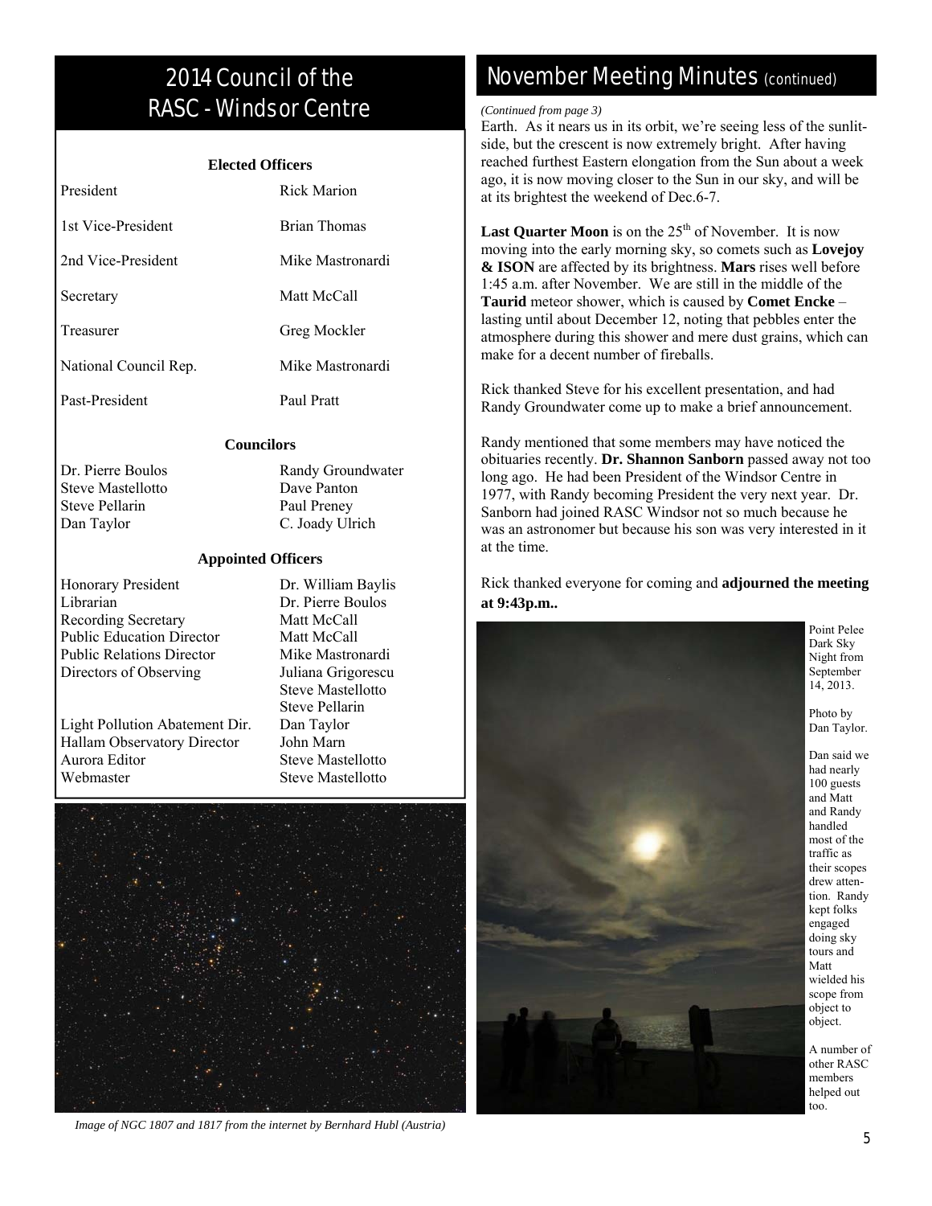## 2014 Council of the RASC - Windsor Centre

**Elected Officers**

| | |
|---|---|
| President | Rick Marion |
| 1st Vice-President | Brian Thomas |
| 2nd Vice-President | Mike Mastronardi |
| Secretary | Matt McCall |
| Treasurer | Greg Mockler |
| National Council Rep. | Mike Mastronardi |
| Past-President | Paul Pratt |

**Councilors**

| | |
|---|---|
| Dr. Pierre Boulos | Randy Groundwater |
| Steve Mastellotto | Dave Panton |
| Steve Pellarin | Paul Preney |
| Dan Taylor | C. Joady Ulrich |

**Appointed Officers**

| | |
|---|---|
| Honorary President | Dr. William Baylis |
| Librarian | Dr. Pierre Boulos |
| Recording Secretary | Matt McCall |
| Public Education Director | Matt McCall |
| Public Relations Director | Mike Mastronardi |
| Directors of Observing | Juliana Grigorescu<br>Steve Mastellotto<br>Steve Pellarin |
| Light Pollution Abatement Dir. | Dan Taylor |
| Hallam Observatory Director | John Marn |
| Aurora Editor | Steve Mastellotto |
| Webmaster | Steve Mastellotto |

*Image of NGC 1807 and 1817 from the internet by Bernhard Hubl (Austria)*

## November Meeting Minutes (continued)

*(Continued from page 3)*

Earth. As it nears us in its orbit, we're seeing less of the sunlit-side, but the crescent is now extremely bright. After having reached furthest Eastern elongation from the Sun about a week ago, it is now moving closer to the Sun in our sky, and will be at its brightest the weekend of Dec.6-7.

**Last Quarter Moon** is on the 25th of November. It is now moving into the early morning sky, so comets such as **Lovejoy & ISON** are affected by its brightness. **Mars** rises well before 1:45 a.m. after November. We are still in the middle of the **Taurid** meteor shower, which is caused by **Comet Encke** – lasting until about December 12, noting that pebbles enter the atmosphere during this shower and mere dust grains, which can make for a decent number of fireballs.

Rick thanked Steve for his excellent presentation, and had Randy Groundwater come up to make a brief announcement.

Randy mentioned that some members may have noticed the obituaries recently. **Dr. Shannon Sanborn** passed away not too long ago. He had been President of the Windsor Centre in 1977, with Randy becoming President the very next year. Dr. Sanborn had joined RASC Windsor not so much because he was an astronomer but because his son was very interested in it at the time.

Rick thanked everyone for coming and **adjourned the meeting at 9:43p.m..**

Point Pelee Dark Sky Night from September 14, 2013.

Photo by Dan Taylor.

Dan said we had nearly 100 guests and Matt and Randy handled most of the traffic as their scopes drew attention. Randy kept folks engaged doing sky tours and Matt wielded his scope from object to object.

A number of other RASC members helped out too.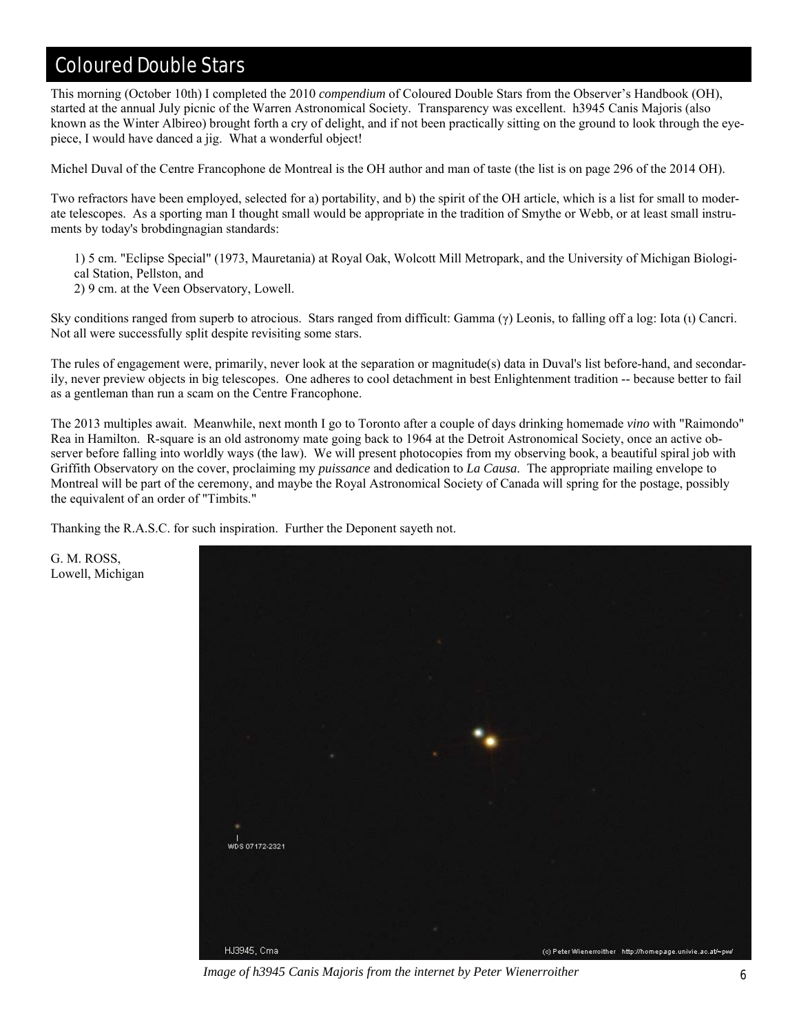# Coloured Double Stars

This morning (October 10th) I completed the 2010 *compendium* of Coloured Double Stars from the Observer's Handbook (OH), started at the annual July picnic of the Warren Astronomical Society. Transparency was excellent. h3945 Canis Majoris (also known as the Winter Albireo) brought forth a cry of delight, and if not been practically sitting on the ground to look through the eyepiece, I would have danced a jig. What a wonderful object!

Michel Duval of the Centre Francophone de Montreal is the OH author and man of taste (the list is on page 296 of the 2014 OH).

Two refractors have been employed, selected for a) portability, and b) the spirit of the OH article, which is a list for small to moderate telescopes. As a sporting man I thought small would be appropriate in the tradition of Smythe or Webb, or at least small instruments by today's brobdingnagian standards:

1) 5 cm. "Eclipse Special" (1973, Mauretania) at Royal Oak, Wolcott Mill Metropark, and the University of Michigan Biological Station, Pellston, and
2) 9 cm. at the Veen Observatory, Lowell.

Sky conditions ranged from superb to atrocious. Stars ranged from difficult: Gamma (γ) Leonis, to falling off a log: Iota (ι) Cancri. Not all were successfully split despite revisiting some stars.

The rules of engagement were, primarily, never look at the separation or magnitude(s) data in Duval's list before-hand, and secondarily, never preview objects in big telescopes. One adheres to cool detachment in best Enlightenment tradition -- because better to fail as a gentleman than run a scam on the Centre Francophone.

The 2013 multiples await. Meanwhile, next month I go to Toronto after a couple of days drinking homemade *vino* with "Raimondo" Rea in Hamilton. R-square is an old astronomy mate going back to 1964 at the Detroit Astronomical Society, once an active observer before falling into worldly ways (the law). We will present photocopies from my observing book, a beautiful spiral job with Griffith Observatory on the cover, proclaiming my *puissance* and dedication to *La Causa*. The appropriate mailing envelope to Montreal will be part of the ceremony, and maybe the Royal Astronomical Society of Canada will spring for the postage, possibly the equivalent of an order of "Timbits."

Thanking the R.A.S.C. for such inspiration. Further the Deponent sayeth not.

G. M. ROSS,
Lowell, Michigan

WDS 07172-2321

HJ3945, Cma

(c) Peter Wienerroither http://homepage.univie.ac.at/~pw/

*Image of h3945 Canis Majoris from the internet by Peter Wienerroither*